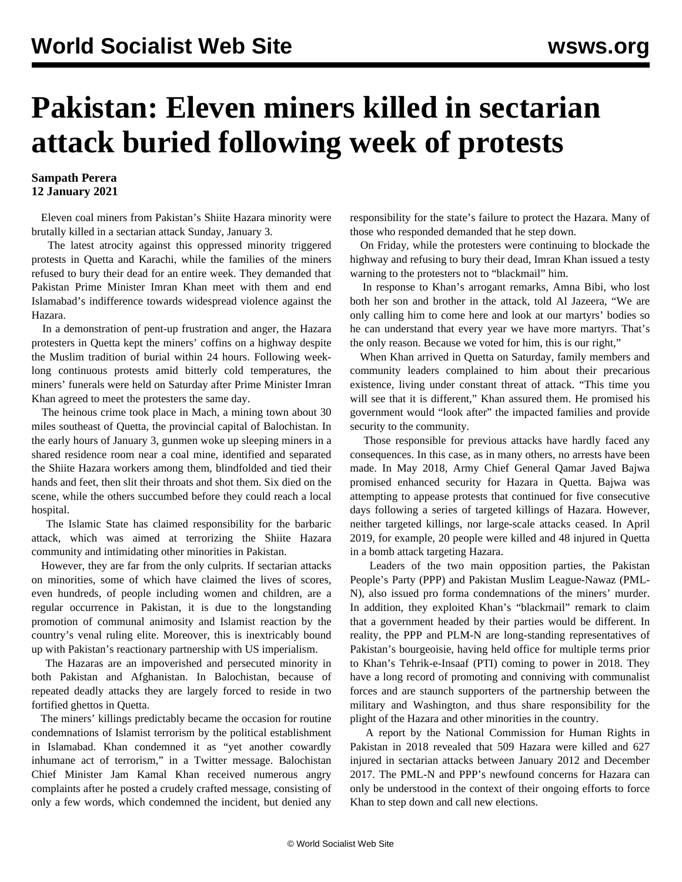# Pakistan: Eleven miners killed in sectarian attack buried following week of protests

**Sampath Perera**
**12 January 2021**

Eleven coal miners from Pakistan's Shiite Hazara minority were brutally killed in a sectarian attack Sunday, January 3.

The latest atrocity against this oppressed minority triggered protests in Quetta and Karachi, while the families of the miners refused to bury their dead for an entire week. They demanded that Pakistan Prime Minister Imran Khan meet with them and end Islamabad's indifference towards widespread violence against the Hazara.

In a demonstration of pent-up frustration and anger, the Hazara protesters in Quetta kept the miners' coffins on a highway despite the Muslim tradition of burial within 24 hours. Following week-long continuous protests amid bitterly cold temperatures, the miners' funerals were held on Saturday after Prime Minister Imran Khan agreed to meet the protesters the same day.

The heinous crime took place in Mach, a mining town about 30 miles southeast of Quetta, the provincial capital of Balochistan. In the early hours of January 3, gunmen woke up sleeping miners in a shared residence room near a coal mine, identified and separated the Shiite Hazara workers among them, blindfolded and tied their hands and feet, then slit their throats and shot them. Six died on the scene, while the others succumbed before they could reach a local hospital.

The Islamic State has claimed responsibility for the barbaric attack, which was aimed at terrorizing the Shiite Hazara community and intimidating other minorities in Pakistan.

However, they are far from the only culprits. If sectarian attacks on minorities, some of which have claimed the lives of scores, even hundreds, of people including women and children, are a regular occurrence in Pakistan, it is due to the longstanding promotion of communal animosity and Islamist reaction by the country's venal ruling elite. Moreover, this is inextricably bound up with Pakistan's reactionary partnership with US imperialism.

The Hazaras are an impoverished and persecuted minority in both Pakistan and Afghanistan. In Balochistan, because of repeated deadly attacks they are largely forced to reside in two fortified ghettos in Quetta.

The miners' killings predictably became the occasion for routine condemnations of Islamist terrorism by the political establishment in Islamabad. Khan condemned it as "yet another cowardly inhumane act of terrorism," in a Twitter message. Balochistan Chief Minister Jam Kamal Khan received numerous angry complaints after he posted a crudely crafted message, consisting of only a few words, which condemned the incident, but denied any responsibility for the state's failure to protect the Hazara. Many of those who responded demanded that he step down.

On Friday, while the protesters were continuing to blockade the highway and refusing to bury their dead, Imran Khan issued a testy warning to the protesters not to "blackmail" him.

In response to Khan's arrogant remarks, Amna Bibi, who lost both her son and brother in the attack, told Al Jazeera, "We are only calling him to come here and look at our martyrs' bodies so he can understand that every year we have more martyrs. That's the only reason. Because we voted for him, this is our right,"

When Khan arrived in Quetta on Saturday, family members and community leaders complained to him about their precarious existence, living under constant threat of attack. "This time you will see that it is different," Khan assured them. He promised his government would "look after" the impacted families and provide security to the community.

Those responsible for previous attacks have hardly faced any consequences. In this case, as in many others, no arrests have been made. In May 2018, Army Chief General Qamar Javed Bajwa promised enhanced security for Hazara in Quetta. Bajwa was attempting to appease protests that continued for five consecutive days following a series of targeted killings of Hazara. However, neither targeted killings, nor large-scale attacks ceased. In April 2019, for example, 20 people were killed and 48 injured in Quetta in a bomb attack targeting Hazara.

Leaders of the two main opposition parties, the Pakistan People's Party (PPP) and Pakistan Muslim League-Nawaz (PML-N), also issued pro forma condemnations of the miners' murder. In addition, they exploited Khan's "blackmail" remark to claim that a government headed by their parties would be different. In reality, the PPP and PLM-N are long-standing representatives of Pakistan's bourgeoisie, having held office for multiple terms prior to Khan's Tehrik-e-Insaaf (PTI) coming to power in 2018. They have a long record of promoting and conniving with communalist forces and are staunch supporters of the partnership between the military and Washington, and thus share responsibility for the plight of the Hazara and other minorities in the country.

A report by the National Commission for Human Rights in Pakistan in 2018 revealed that 509 Hazara were killed and 627 injured in sectarian attacks between January 2012 and December 2017. The PML-N and PPP's newfound concerns for Hazara can only be understood in the context of their ongoing efforts to force Khan to step down and call new elections.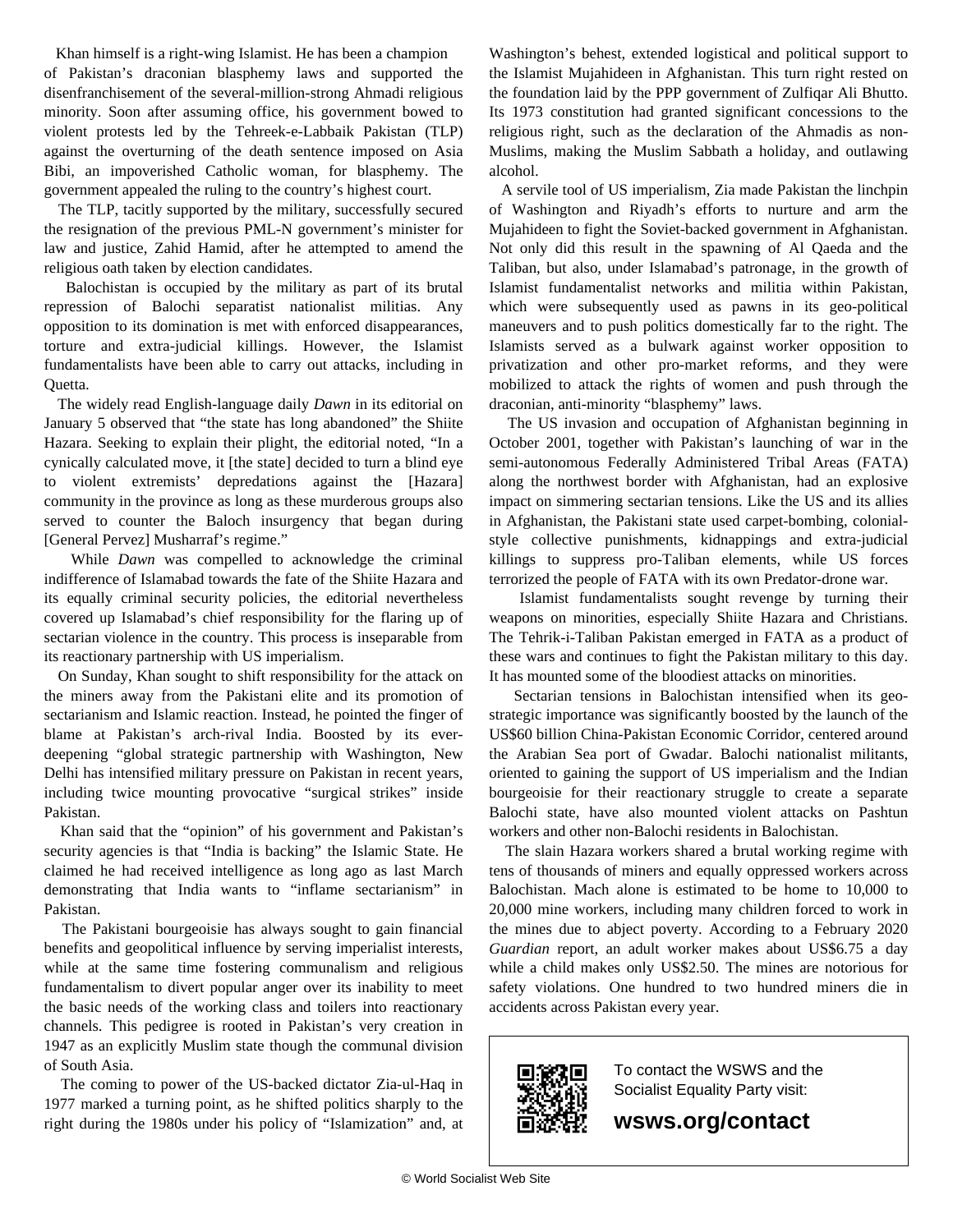Khan himself is a right-wing Islamist. He has been a champion of Pakistan's draconian blasphemy laws and supported the disenfranchisement of the several-million-strong Ahmadi religious minority. Soon after assuming office, his government bowed to violent protests led by the Tehreek-e-Labbaik Pakistan (TLP) against the overturning of the death sentence imposed on Asia Bibi, an impoverished Catholic woman, for blasphemy. The government appealed the ruling to the country's highest court.

The TLP, tacitly supported by the military, successfully secured the resignation of the previous PML-N government's minister for law and justice, Zahid Hamid, after he attempted to amend the religious oath taken by election candidates.

Balochistan is occupied by the military as part of its brutal repression of Balochi separatist nationalist militias. Any opposition to its domination is met with enforced disappearances, torture and extra-judicial killings. However, the Islamist fundamentalists have been able to carry out attacks, including in Quetta.

The widely read English-language daily *Dawn* in its editorial on January 5 observed that "the state has long abandoned" the Shiite Hazara. Seeking to explain their plight, the editorial noted, "In a cynically calculated move, it [the state] decided to turn a blind eye to violent extremists' depredations against the [Hazara] community in the province as long as these murderous groups also served to counter the Baloch insurgency that began during [General Pervez] Musharraf's regime."

While *Dawn* was compelled to acknowledge the criminal indifference of Islamabad towards the fate of the Shiite Hazara and its equally criminal security policies, the editorial nevertheless covered up Islamabad's chief responsibility for the flaring up of sectarian violence in the country. This process is inseparable from its reactionary partnership with US imperialism.

On Sunday, Khan sought to shift responsibility for the attack on the miners away from the Pakistani elite and its promotion of sectarianism and Islamic reaction. Instead, he pointed the finger of blame at Pakistan's arch-rival India. Boosted by its ever-deepening "global strategic partnership with Washington, New Delhi has intensified military pressure on Pakistan in recent years, including twice mounting provocative "surgical strikes" inside Pakistan.

Khan said that the "opinion" of his government and Pakistan's security agencies is that "India is backing" the Islamic State. He claimed he had received intelligence as long ago as last March demonstrating that India wants to "inflame sectarianism" in Pakistan.

The Pakistani bourgeoisie has always sought to gain financial benefits and geopolitical influence by serving imperialist interests, while at the same time fostering communalism and religious fundamentalism to divert popular anger over its inability to meet the basic needs of the working class and toilers into reactionary channels. This pedigree is rooted in Pakistan's very creation in 1947 as an explicitly Muslim state though the communal division of South Asia.

The coming to power of the US-backed dictator Zia-ul-Haq in 1977 marked a turning point, as he shifted politics sharply to the right during the 1980s under his policy of "Islamization" and, at Washington's behest, extended logistical and political support to the Islamist Mujahideen in Afghanistan. This turn right rested on the foundation laid by the PPP government of Zulfiqar Ali Bhutto. Its 1973 constitution had granted significant concessions to the religious right, such as the declaration of the Ahmadis as non-Muslims, making the Muslim Sabbath a holiday, and outlawing alcohol.

A servile tool of US imperialism, Zia made Pakistan the linchpin of Washington and Riyadh's efforts to nurture and arm the Mujahideen to fight the Soviet-backed government in Afghanistan. Not only did this result in the spawning of Al Qaeda and the Taliban, but also, under Islamabad's patronage, in the growth of Islamist fundamentalist networks and militia within Pakistan, which were subsequently used as pawns in its geo-political maneuvers and to push politics domestically far to the right. The Islamists served as a bulwark against worker opposition to privatization and other pro-market reforms, and they were mobilized to attack the rights of women and push through the draconian, anti-minority "blasphemy" laws.

The US invasion and occupation of Afghanistan beginning in October 2001, together with Pakistan's launching of war in the semi-autonomous Federally Administered Tribal Areas (FATA) along the northwest border with Afghanistan, had an explosive impact on simmering sectarian tensions. Like the US and its allies in Afghanistan, the Pakistani state used carpet-bombing, colonial-style collective punishments, kidnappings and extra-judicial killings to suppress pro-Taliban elements, while US forces terrorized the people of FATA with its own Predator-drone war.

Islamist fundamentalists sought revenge by turning their weapons on minorities, especially Shiite Hazara and Christians. The Tehrik-i-Taliban Pakistan emerged in FATA as a product of these wars and continues to fight the Pakistan military to this day. It has mounted some of the bloodiest attacks on minorities.

Sectarian tensions in Balochistan intensified when its geo-strategic importance was significantly boosted by the launch of the US$60 billion China-Pakistan Economic Corridor, centered around the Arabian Sea port of Gwadar. Balochi nationalist militants, oriented to gaining the support of US imperialism and the Indian bourgeoisie for their reactionary struggle to create a separate Balochi state, have also mounted violent attacks on Pashtun workers and other non-Balochi residents in Balochistan.

The slain Hazara workers shared a brutal working regime with tens of thousands of miners and equally oppressed workers across Balochistan. Mach alone is estimated to be home to 10,000 to 20,000 mine workers, including many children forced to work in the mines due to abject poverty. According to a February 2020 *Guardian* report, an adult worker makes about US$6.75 a day while a child makes only US$2.50. The mines are notorious for safety violations. One hundred to two hundred miners die in accidents across Pakistan every year.

To contact the WSWS and the Socialist Equality Party visit:

**wsws.org/contact**